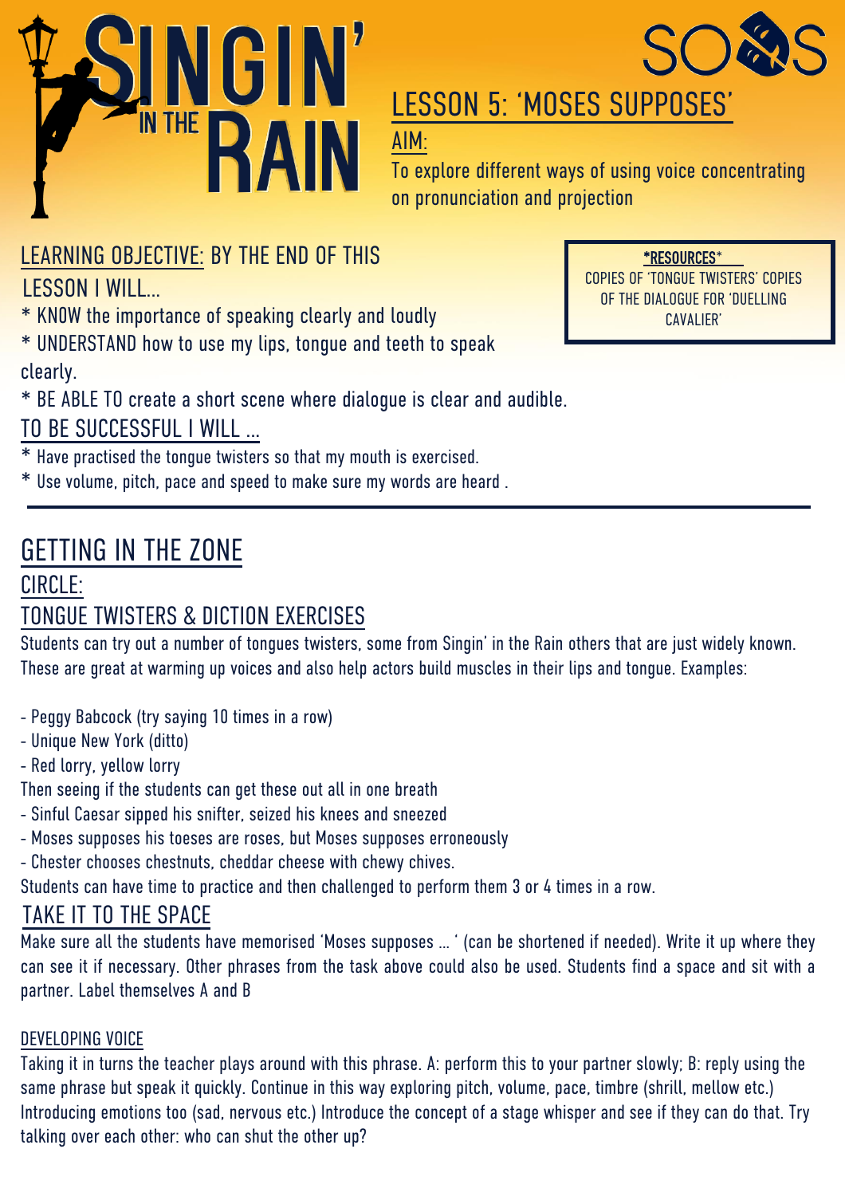# SINGIN' IN THE RAIN

SOS

## LESSON 5: 'MOSES SUPPOSES'

AIM:

To explore different ways of using voice concentrating on pronunciation and projection

*RESOURCES*

COPIES OF 'TONGUE TWISTERS' COPIES OF THE DIALOGUE FOR 'DUELLING CAVALIER'

LEARNING OBJECTIVE: BY THE END OF THIS LESSON I WILL...

* KNOW the importance of speaking clearly and loudly
* UNDERSTAND how to use my lips, tongue and teeth to speak clearly.
* BE ABLE TO create a short scene where dialogue is clear and audible.

TO BE SUCCESSFUL I WILL ...

* Have practised the tongue twisters so that my mouth is exercised.
* Use volume, pitch, pace and speed to make sure my words are heard .

---

## GETTING IN THE ZONE

### CIRCLE:

### TONGUE TWISTERS & DICTION EXERCISES

Students can try out a number of tongues twisters, some from Singin' in the Rain others that are just widely known. These are great at warming up voices and also help actors build muscles in their lips and tongue. Examples:

- Peggy Babcock (try saying 10 times in a row)
- Unique New York (ditto)
- Red lorry, yellow lorry

Then seeing if the students can get these out all in one breath

- Sinful Caesar sipped his snifter, seized his knees and sneezed
- Moses supposes his toeses are roses, but Moses supposes erroneously
- Chester chooses chestnuts, cheddar cheese with chewy chives.

Students can have time to practice and then challenged to perform them 3 or 4 times in a row.

### TAKE IT TO THE SPACE

Make sure all the students have memorised 'Moses supposes ... ' (can be shortened if needed). Write it up where they can see it if necessary. Other phrases from the task above could also be used. Students find a space and sit with a partner. Label themselves A and B

#### DEVELOPING VOICE

Taking it in turns the teacher plays around with this phrase. A: perform this to your partner slowly; B: reply using the same phrase but speak it quickly. Continue in this way exploring pitch, volume, pace, timbre (shrill, mellow etc.) Introducing emotions too (sad, nervous etc.) Introduce the concept of a stage whisper and see if they can do that. Try talking over each other: who can shut the other up?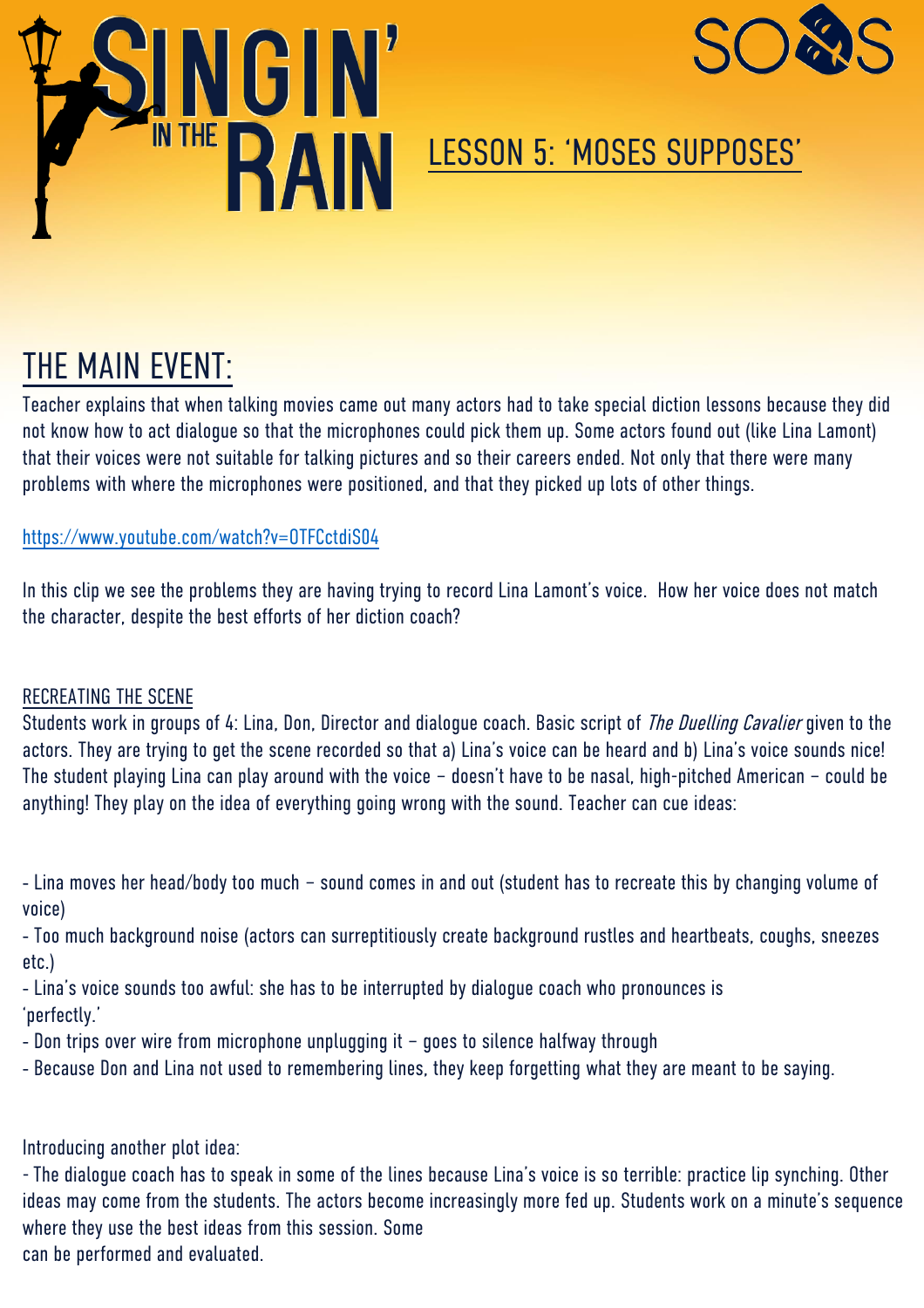# SINGIN' IN THE RAIN

SOS

## LESSON 5: 'MOSES SUPPOSES'

## THE MAIN EVENT:

Teacher explains that when talking movies came out many actors had to take special diction lessons because they did not know how to act dialogue so that the microphones could pick them up. Some actors found out (like Lina Lamont) that their voices were not suitable for talking pictures and so their careers ended. Not only that there were many problems with where the microphones were positioned, and that they picked up lots of other things.

https://www.youtube.com/watch?v=OTFCctdiS04

In this clip we see the problems they are having trying to record Lina Lamont's voice. How her voice does not match the character, despite the best efforts of her diction coach?

### RECREATING THE SCENE

Students work in groups of 4: Lina, Don, Director and dialogue coach. Basic script of *The Duelling Cavalier* given to the actors. They are trying to get the scene recorded so that a) Lina's voice can be heard and b) Lina's voice sounds nice! The student playing Lina can play around with the voice – doesn't have to be nasal, high-pitched American – could be anything! They play on the idea of everything going wrong with the sound. Teacher can cue ideas:

- Lina moves her head/body too much – sound comes in and out (student has to recreate this by changing volume of voice)
- Too much background noise (actors can surreptitiously create background rustles and heartbeats, coughs, sneezes etc.)
- Lina's voice sounds too awful: she has to be interrupted by dialogue coach who pronounces is 'perfectly.'
- Don trips over wire from microphone unplugging it – goes to silence halfway through
- Because Don and Lina not used to remembering lines, they keep forgetting what they are meant to be saying.

Introducing another plot idea:

- The dialogue coach has to speak in some of the lines because Lina's voice is so terrible: practice lip synching. Other ideas may come from the students. The actors become increasingly more fed up. Students work on a minute's sequence where they use the best ideas from this session. Some can be performed and evaluated.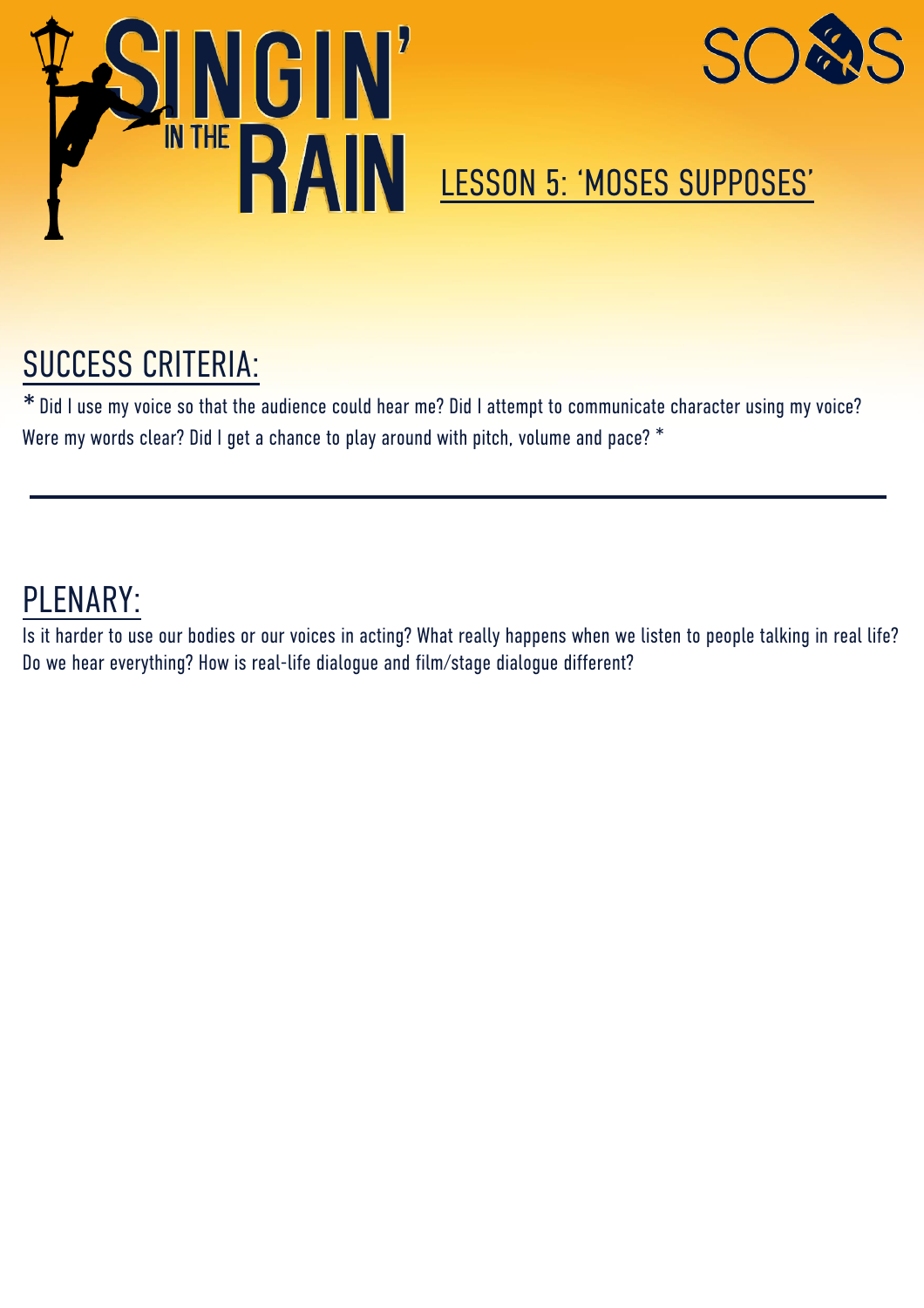# SINGIN' IN THE RAIN

SOAS

## LESSON 5: 'MOSES SUPPOSES'

## SUCCESS CRITERIA:

* Did I use my voice so that the audience could hear me? Did I attempt to communicate character using my voice? Were my words clear? Did I get a chance to play around with pitch, volume and pace? *

---

## PLENARY:

Is it harder to use our bodies or our voices in acting? What really happens when we listen to people talking in real life? Do we hear everything? How is real-life dialogue and film/stage dialogue different?